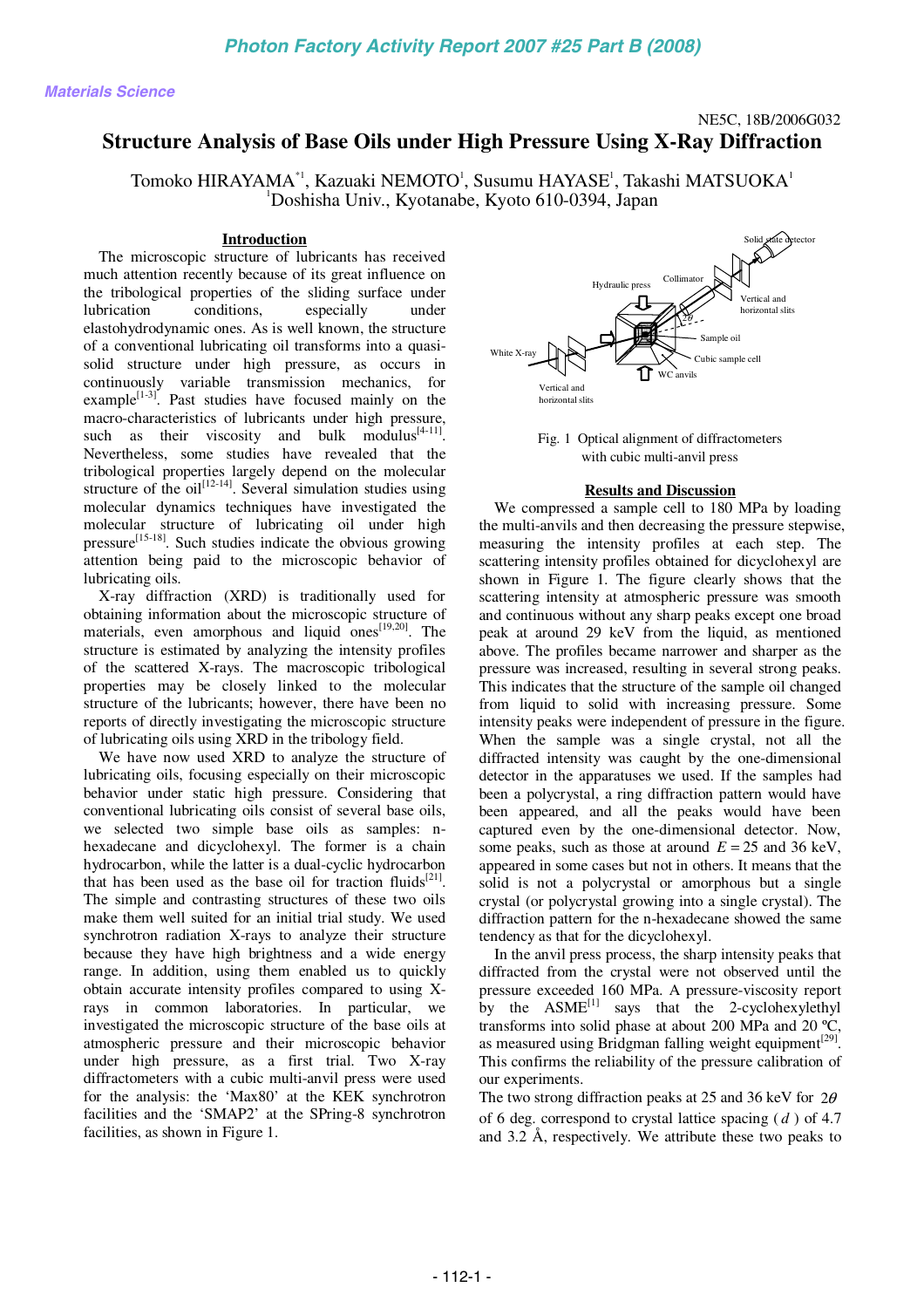Materials Science

NE5C, 18B/2006G032

# Structure Analysis of Base Oils under High Pressure Using X-Ray Diffraction

Tomoko HIRAYAMA[*1], Kazuaki NEMOTO[1], Susumu HAYASE[1], Takashi MATSUOKA[1]
[1]Doshisha Univ., Kyotanabe, Kyoto 610-0394, Japan

## Introduction

The microscopic structure of lubricants has received much attention recently because of its great influence on the tribological properties of the sliding surface under lubrication conditions, especially under elastohydrodynamic ones. As is well known, the structure of a conventional lubricating oil transforms into a quasi-solid structure under high pressure, as occurs in continuously variable transmission mechanics, for example[1-3]. Past studies have focused mainly on the macro-characteristics of lubricants under high pressure, such as their viscosity and bulk modulus[4-11]. Nevertheless, some studies have revealed that the tribological properties largely depend on the molecular structure of the oil[12-14]. Several simulation studies using molecular dynamics techniques have investigated the molecular structure of lubricating oil under high pressure[15-18]. Such studies indicate the obvious growing attention being paid to the microscopic behavior of lubricating oils.

X-ray diffraction (XRD) is traditionally used for obtaining information about the microscopic structure of materials, even amorphous and liquid ones[19,20]. The structure is estimated by analyzing the intensity profiles of the scattered X-rays. The macroscopic tribological properties may be closely linked to the molecular structure of the lubricants; however, there have been no reports of directly investigating the microscopic structure of lubricating oils using XRD in the tribology field.

We have now used XRD to analyze the structure of lubricating oils, focusing especially on their microscopic behavior under static high pressure. Considering that conventional lubricating oils consist of several base oils, we selected two simple base oils as samples: n-hexadecane and dicyclohexyl. The former is a chain hydrocarbon, while the latter is a dual-cyclic hydrocarbon that has been used as the base oil for traction fluids[21]. The simple and contrasting structures of these two oils make them well suited for an initial trial study. We used synchrotron radiation X-rays to analyze their structure because they have high brightness and a wide energy range. In addition, using them enabled us to quickly obtain accurate intensity profiles compared to using X-rays in common laboratories. In particular, we investigated the microscopic structure of the base oils at atmospheric pressure and their microscopic behavior under high pressure, as a first trial. Two X-ray diffractometers with a cubic multi-anvil press were used for the analysis: the 'Max80' at the KEK synchrotron facilities and the 'SMAP2' at the SPring-8 synchrotron facilities, as shown in Figure 1.

Fig. 1 Optical alignment of diffractometers with cubic multi-anvil press

## Results and Discussion

We compressed a sample cell to 180 MPa by loading the multi-anvils and then decreasing the pressure stepwise, measuring the intensity profiles at each step. The scattering intensity profiles obtained for dicyclohexyl are shown in Figure 1. The figure clearly shows that the scattering intensity at atmospheric pressure was smooth and continuous without any sharp peaks except one broad peak at around 29 keV from the liquid, as mentioned above. The profiles became narrower and sharper as the pressure was increased, resulting in several strong peaks. This indicates that the structure of the sample oil changed from liquid to solid with increasing pressure. Some intensity peaks were independent of pressure in the figure. When the sample was a single crystal, not all the diffracted intensity was caught by the one-dimensional detector in the apparatuses we used. If the samples had been a polycrystal, a ring diffraction pattern would have been appeared, and all the peaks would have been captured even by the one-dimensional detector. Now, some peaks, such as those at around $E = 25$ and 36 keV, appeared in some cases but not in others. It means that the solid is not a polycrystal or amorphous but a single crystal (or polycrystal growing into a single crystal). The diffraction pattern for the n-hexadecane showed the same tendency as that for the dicyclohexyl.

In the anvil press process, the sharp intensity peaks that diffracted from the crystal were not observed until the pressure exceeded 160 MPa. A pressure-viscosity report by ASME[1] says that the 2-cyclohexylethyl transforms into solid phase at about 200 MPa and 20 ºC, as measured using Bridgman falling weight equipment[29]. This confirms the reliability of the pressure calibration of our experiments.

The two strong diffraction peaks at 25 and 36 keV for $2\theta$ of 6 deg. correspond to crystal lattice spacing ($d$) of 4.7 and 3.2 Å, respectively. We attribute these two peaks to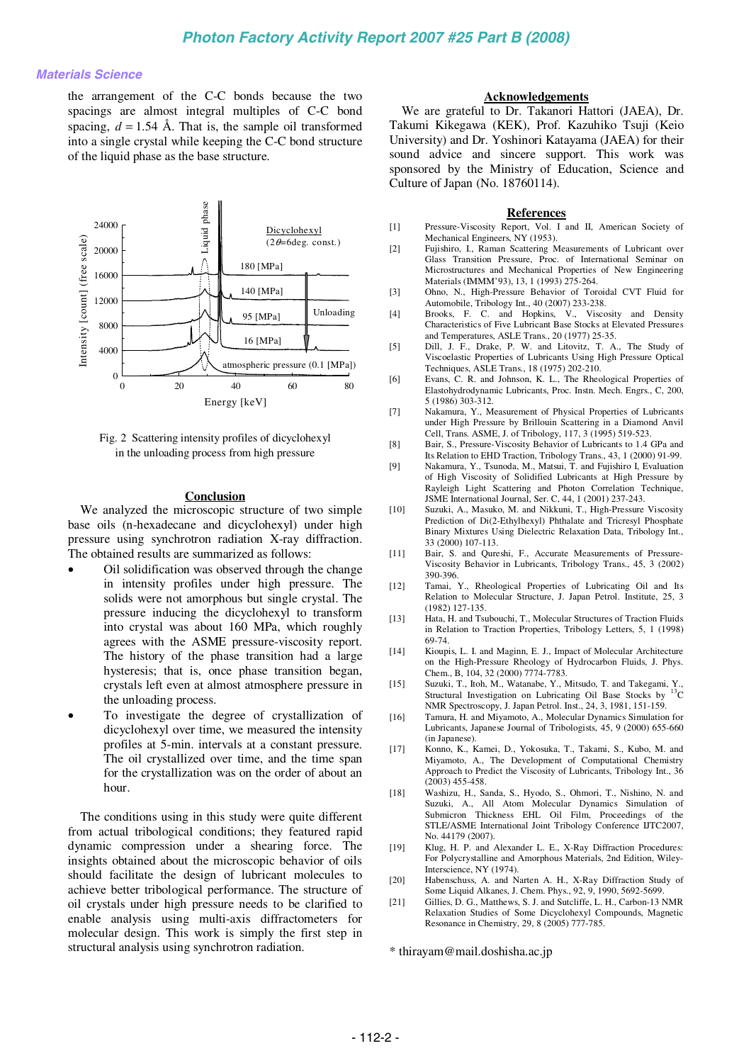the arrangement of the C-C bonds because the two spacings are almost integral multiples of C-C bond spacing, $d = 1.54$ Å. That is, the sample oil transformed into a single crystal while keeping the C-C bond structure of the liquid phase as the base structure.

Dicyclohexyl
($2\theta$=6deg. const.)
Liquid phase
180 [MPa]
140 [MPa]
95 [MPa]
16 [MPa]
Unloading
atmospheric pressure (0.1 [MPa])
Intensity [count] (free scale)
0
4000
8000
12000
16000
20000
24000
0
20
40
60
80
Energy [keV]

Fig. 2 Scattering intensity profiles of dicyclohexyl in the unloading process from high pressure

## Conclusion

We analyzed the microscopic structure of two simple base oils (n-hexadecane and dicyclohexyl) under high pressure using synchrotron radiation X-ray diffraction. The obtained results are summarized as follows:

- Oil solidification was observed through the change in intensity profiles under high pressure. The solids were not amorphous but single crystal. The pressure inducing the dicyclohexyl to transform into crystal was about 160 MPa, which roughly agrees with the ASME pressure-viscosity report. The history of the phase transition had a large hysteresis; that is, once phase transition began, crystals left even at almost atmosphere pressure in the unloading process.
- To investigate the degree of crystallization of dicyclohexyl over time, we measured the intensity profiles at 5-min. intervals at a constant pressure. The oil crystallized over time, and the time span for the crystallization was on the order of about an hour.

The conditions using in this study were quite different from actual tribological conditions; they featured rapid dynamic compression under a shearing force. The insights obtained about the microscopic behavior of oils should facilitate the design of lubricant molecules to achieve better tribological performance. The structure of oil crystals under high pressure needs to be clarified to enable analysis using multi-axis diffractometers for molecular design. This work is simply the first step in structural analysis using synchrotron radiation.

## Acknowledgements

We are grateful to Dr. Takanori Hattori (JAEA), Dr. Takumi Kikegawa (KEK), Prof. Kazuhiko Tsuji (Keio University) and Dr. Yoshinori Katayama (JAEA) for their sound advice and sincere support. This work was sponsored by the Ministry of Education, Science and Culture of Japan (No. 18760114).

## References

[1] Pressure-Viscosity Report, Vol. I and II, American Society of Mechanical Engineers, NY (1953).

[2] Fujishiro, I., Raman Scattering Measurements of Lubricant over Glass Transition Pressure, Proc. of International Seminar on Microstructures and Mechanical Properties of New Engineering Materials (IMMM'93), 13, 1 (1993) 275-264.

[3] Ohno, N., High-Pressure Behavior of Toroidal CVT Fluid for Automobile, Tribology Int., 40 (2007) 233-238.

[4] Brooks, F. C. and Hopkins, V., Viscosity and Density Characteristics of Five Lubricant Base Stocks at Elevated Pressures and Temperatures, ASLE Trans., 20 (1977) 25-35.

[5] Dill, J. F., Drake, P. W. and Litovitz, T. A., The Study of Viscoelastic Properties of Lubricants Using High Pressure Optical Techniques, ASLE Trans., 18 (1975) 202-210.

[6] Evans, C. R. and Johnson, K. L., The Rheological Properties of Elastohydrodynamic Lubricants, Proc. Instn. Mech. Engrs., C, 200, 5 (1986) 303-312.

[7] Nakamura, Y., Measurement of Physical Properties of Lubricants under High Pressure by Brillouin Scattering in a Diamond Anvil Cell, Trans. ASME, J. of Tribology, 117, 3 (1995) 519-523.

[8] Bair, S., Pressure-Viscosity Behavior of Lubricants to 1.4 GPa and Its Relation to EHD Traction, Tribology Trans., 43, 1 (2000) 91-99.

[9] Nakamura, Y., Tsunoda, M., Matsui, T. and Fujishiro I, Evaluation of High Viscosity of Solidified Lubricants at High Pressure by Rayleigh Light Scattering and Photon Correlation Technique, JSME International Journal, Ser. C, 44, 1 (2001) 237-243.

[10] Suzuki, A., Masuko, M. and Nikkuni, T., High-Pressure Viscosity Prediction of Di(2-Ethylhexyl) Phthalate and Tricresyl Phosphate Binary Mixtures Using Dielectric Relaxation Data, Tribology Int., 33 (2000) 107-113.

[11] Bair, S. and Qureshi, F., Accurate Measurements of Pressure-Viscosity Behavior in Lubricants, Tribology Trans., 45, 3 (2002) 390-396.

[12] Tamai, Y., Rheological Properties of Lubricating Oil and Its Relation to Molecular Structure, J. Japan Petrol. Institute, 25, 3 (1982) 127-135.

[13] Hata, H. and Tsubouchi, T., Molecular Structures of Traction Fluids in Relation to Traction Properties, Tribology Letters, 5, 1 (1998) 69-74.

[14] Kioupis, L. I. and Maginn, E. J., Impact of Molecular Architecture on the High-Pressure Rheology of Hydrocarbon Fluids, J. Phys. Chem., B, 104, 32 (2000) 7774-7783.

[15] Suzuki, T., Itoh, M., Watanabe, Y., Mitsudo, T. and Takegami, Y., Structural Investigation on Lubricating Oil Base Stocks by $^{13}$C NMR Spectroscopy, J. Japan Petrol. Inst., 24, 3, 1981, 151-159.

[16] Tamura, H. and Miyamoto, A., Molecular Dynamics Simulation for Lubricants, Japanese Journal of Tribologists, 45, 9 (2000) 655-660 (in Japanese).

[17] Konno, K., Kamei, D., Yokosuka, T., Takami, S., Kubo, M. and Miyamoto, A., The Development of Computational Chemistry Approach to Predict the Viscosity of Lubricants, Tribology Int., 36 (2003) 455-458.

[18] Washizu, H., Sanda, S., Hyodo, S., Ohmori, T., Nishino, N. and Suzuki, A., All Atom Molecular Dynamics Simulation of Submicron Thickness EHL Oil Film, Proceedings of the STLE/ASME International Joint Tribology Conference IJTC2007, No. 44179 (2007).

[19] Klug, H. P. and Alexander L. E., X-Ray Diffraction Procedures: For Polycrystalline and Amorphous Materials, 2nd Edition, Wiley-Interscience, NY (1974).

[20] Habenschuss, A. and Narten A. H., X-Ray Diffraction Study of Some Liquid Alkanes, J. Chem. Phys., 92, 9, 1990, 5692-5699.

[21] Gillies, D. G., Matthews, S. J. and Sutcliffe, L. H., Carbon-13 NMR Relaxation Studies of Some Dicyclohexyl Compounds, Magnetic Resonance in Chemistry, 29, 8 (2005) 777-785.

\* thirayam@mail.doshisha.ac.jp